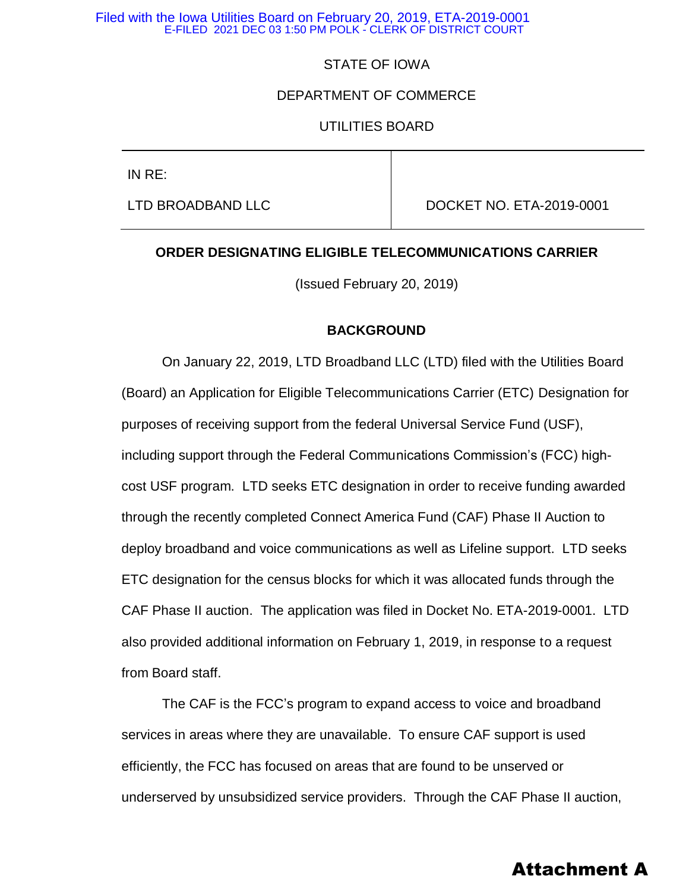Filed with the Iowa Utilities Board on February 20, 2019, ETA-2019-0001
E-FILED 2021 DEC 03 1:50 PM POLK - CLERK OF DISTRICT COURT

STATE OF IOWA

DEPARTMENT OF COMMERCE

UTILITIES BOARD

| IN RE: LTD BROADBAND LLC | DOCKET NO. ETA-2019-0001 |
| --- | --- |

**ORDER DESIGNATING ELIGIBLE TELECOMMUNICATIONS CARRIER**

(Issued February 20, 2019)

**BACKGROUND**

On January 22, 2019, LTD Broadband LLC (LTD) filed with the Utilities Board (Board) an Application for Eligible Telecommunications Carrier (ETC) Designation for purposes of receiving support from the federal Universal Service Fund (USF), including support through the Federal Communications Commission's (FCC) high-cost USF program. LTD seeks ETC designation in order to receive funding awarded through the recently completed Connect America Fund (CAF) Phase II Auction to deploy broadband and voice communications as well as Lifeline support. LTD seeks ETC designation for the census blocks for which it was allocated funds through the CAF Phase II auction. The application was filed in Docket No. ETA-2019-0001. LTD also provided additional information on February 1, 2019, in response to a request from Board staff.

The CAF is the FCC's program to expand access to voice and broadband services in areas where they are unavailable. To ensure CAF support is used efficiently, the FCC has focused on areas that are found to be unserved or underserved by unsubsidized service providers. Through the CAF Phase II auction,

**Attachment A**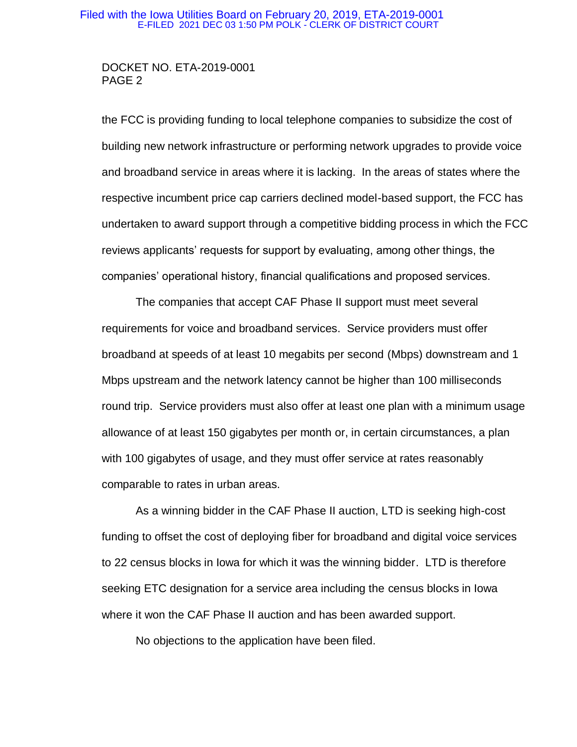the FCC is providing funding to local telephone companies to subsidize the cost of building new network infrastructure or performing network upgrades to provide voice and broadband service in areas where it is lacking. In the areas of states where the respective incumbent price cap carriers declined model-based support, the FCC has undertaken to award support through a competitive bidding process in which the FCC reviews applicants' requests for support by evaluating, among other things, the companies' operational history, financial qualifications and proposed services.

The companies that accept CAF Phase II support must meet several requirements for voice and broadband services. Service providers must offer broadband at speeds of at least 10 megabits per second (Mbps) downstream and 1 Mbps upstream and the network latency cannot be higher than 100 milliseconds round trip. Service providers must also offer at least one plan with a minimum usage allowance of at least 150 gigabytes per month or, in certain circumstances, a plan with 100 gigabytes of usage, and they must offer service at rates reasonably comparable to rates in urban areas.

As a winning bidder in the CAF Phase II auction, LTD is seeking high-cost funding to offset the cost of deploying fiber for broadband and digital voice services to 22 census blocks in Iowa for which it was the winning bidder. LTD is therefore seeking ETC designation for a service area including the census blocks in Iowa where it won the CAF Phase II auction and has been awarded support.

No objections to the application have been filed.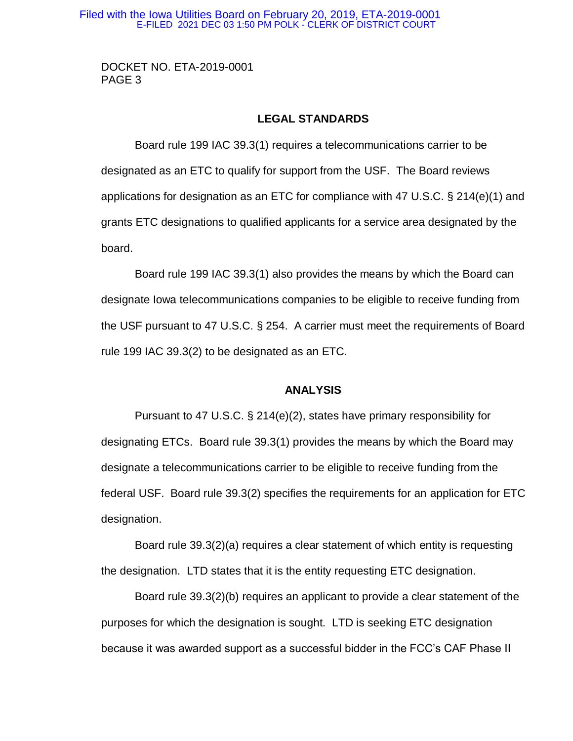## LEGAL STANDARDS

Board rule 199 IAC 39.3(1) requires a telecommunications carrier to be designated as an ETC to qualify for support from the USF. The Board reviews applications for designation as an ETC for compliance with 47 U.S.C. § 214(e)(1) and grants ETC designations to qualified applicants for a service area designated by the board.

Board rule 199 IAC 39.3(1) also provides the means by which the Board can designate Iowa telecommunications companies to be eligible to receive funding from the USF pursuant to 47 U.S.C. § 254. A carrier must meet the requirements of Board rule 199 IAC 39.3(2) to be designated as an ETC.

## ANALYSIS

Pursuant to 47 U.S.C. § 214(e)(2), states have primary responsibility for designating ETCs. Board rule 39.3(1) provides the means by which the Board may designate a telecommunications carrier to be eligible to receive funding from the federal USF. Board rule 39.3(2) specifies the requirements for an application for ETC designation.

Board rule 39.3(2)(a) requires a clear statement of which entity is requesting the designation. LTD states that it is the entity requesting ETC designation.

Board rule 39.3(2)(b) requires an applicant to provide a clear statement of the purposes for which the designation is sought. LTD is seeking ETC designation because it was awarded support as a successful bidder in the FCC's CAF Phase II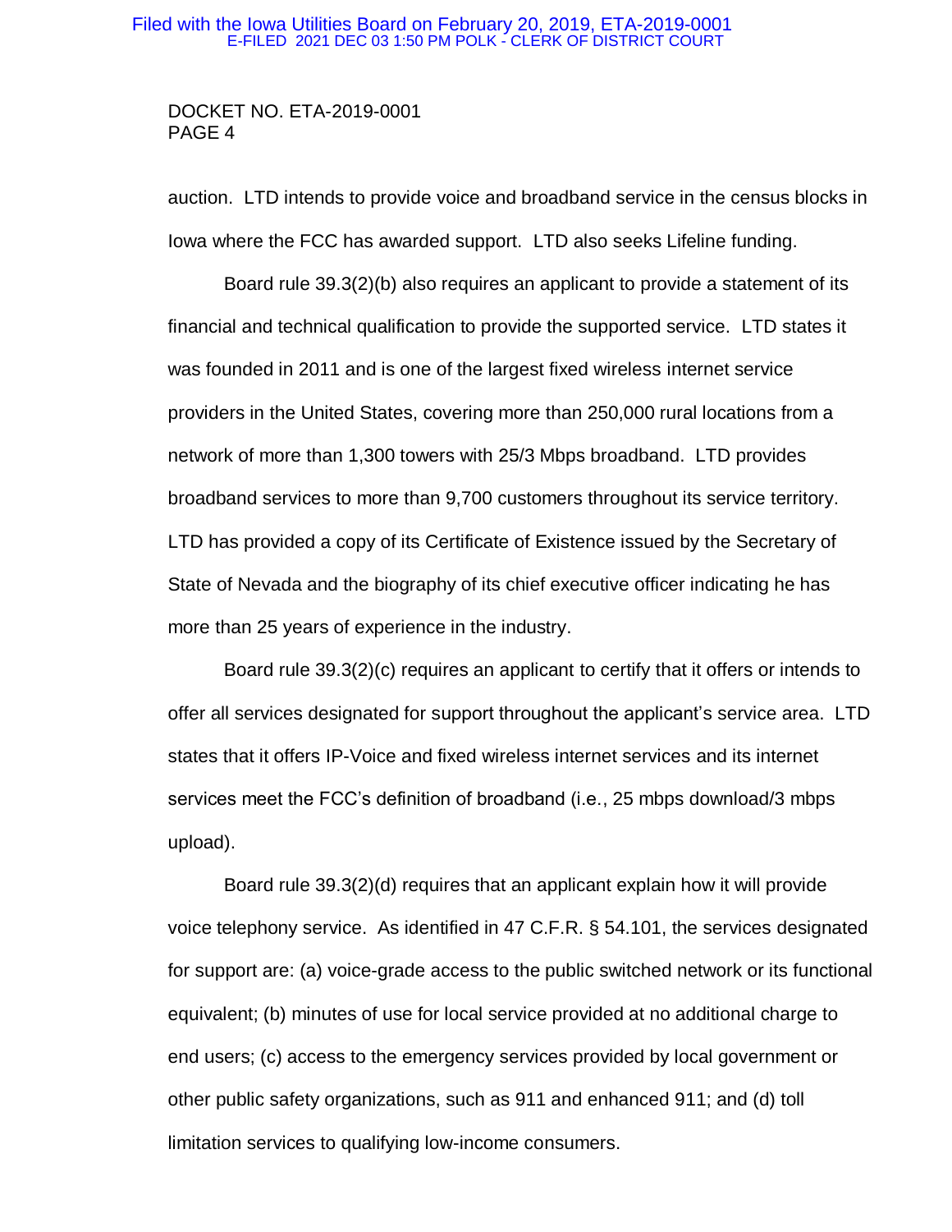auction. LTD intends to provide voice and broadband service in the census blocks in Iowa where the FCC has awarded support. LTD also seeks Lifeline funding.

Board rule 39.3(2)(b) also requires an applicant to provide a statement of its financial and technical qualification to provide the supported service. LTD states it was founded in 2011 and is one of the largest fixed wireless internet service providers in the United States, covering more than 250,000 rural locations from a network of more than 1,300 towers with 25/3 Mbps broadband. LTD provides broadband services to more than 9,700 customers throughout its service territory. LTD has provided a copy of its Certificate of Existence issued by the Secretary of State of Nevada and the biography of its chief executive officer indicating he has more than 25 years of experience in the industry.

Board rule 39.3(2)(c) requires an applicant to certify that it offers or intends to offer all services designated for support throughout the applicant's service area. LTD states that it offers IP-Voice and fixed wireless internet services and its internet services meet the FCC's definition of broadband (i.e., 25 mbps download/3 mbps upload).

Board rule 39.3(2)(d) requires that an applicant explain how it will provide voice telephony service. As identified in 47 C.F.R. § 54.101, the services designated for support are: (a) voice-grade access to the public switched network or its functional equivalent; (b) minutes of use for local service provided at no additional charge to end users; (c) access to the emergency services provided by local government or other public safety organizations, such as 911 and enhanced 911; and (d) toll limitation services to qualifying low-income consumers.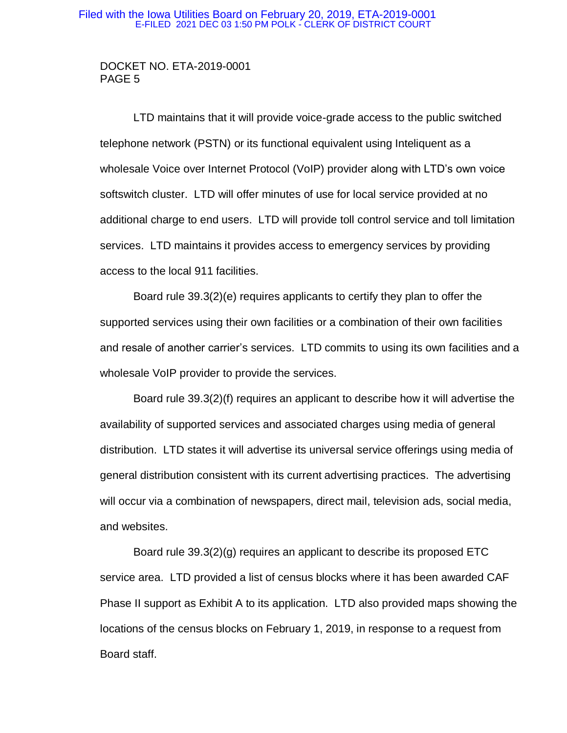LTD maintains that it will provide voice-grade access to the public switched telephone network (PSTN) or its functional equivalent using Inteliquent as a wholesale Voice over Internet Protocol (VoIP) provider along with LTD's own voice softswitch cluster. LTD will offer minutes of use for local service provided at no additional charge to end users. LTD will provide toll control service and toll limitation services. LTD maintains it provides access to emergency services by providing access to the local 911 facilities.

Board rule 39.3(2)(e) requires applicants to certify they plan to offer the supported services using their own facilities or a combination of their own facilities and resale of another carrier's services. LTD commits to using its own facilities and a wholesale VoIP provider to provide the services.

Board rule 39.3(2)(f) requires an applicant to describe how it will advertise the availability of supported services and associated charges using media of general distribution. LTD states it will advertise its universal service offerings using media of general distribution consistent with its current advertising practices. The advertising will occur via a combination of newspapers, direct mail, television ads, social media, and websites.

Board rule 39.3(2)(g) requires an applicant to describe its proposed ETC service area. LTD provided a list of census blocks where it has been awarded CAF Phase II support as Exhibit A to its application. LTD also provided maps showing the locations of the census blocks on February 1, 2019, in response to a request from Board staff.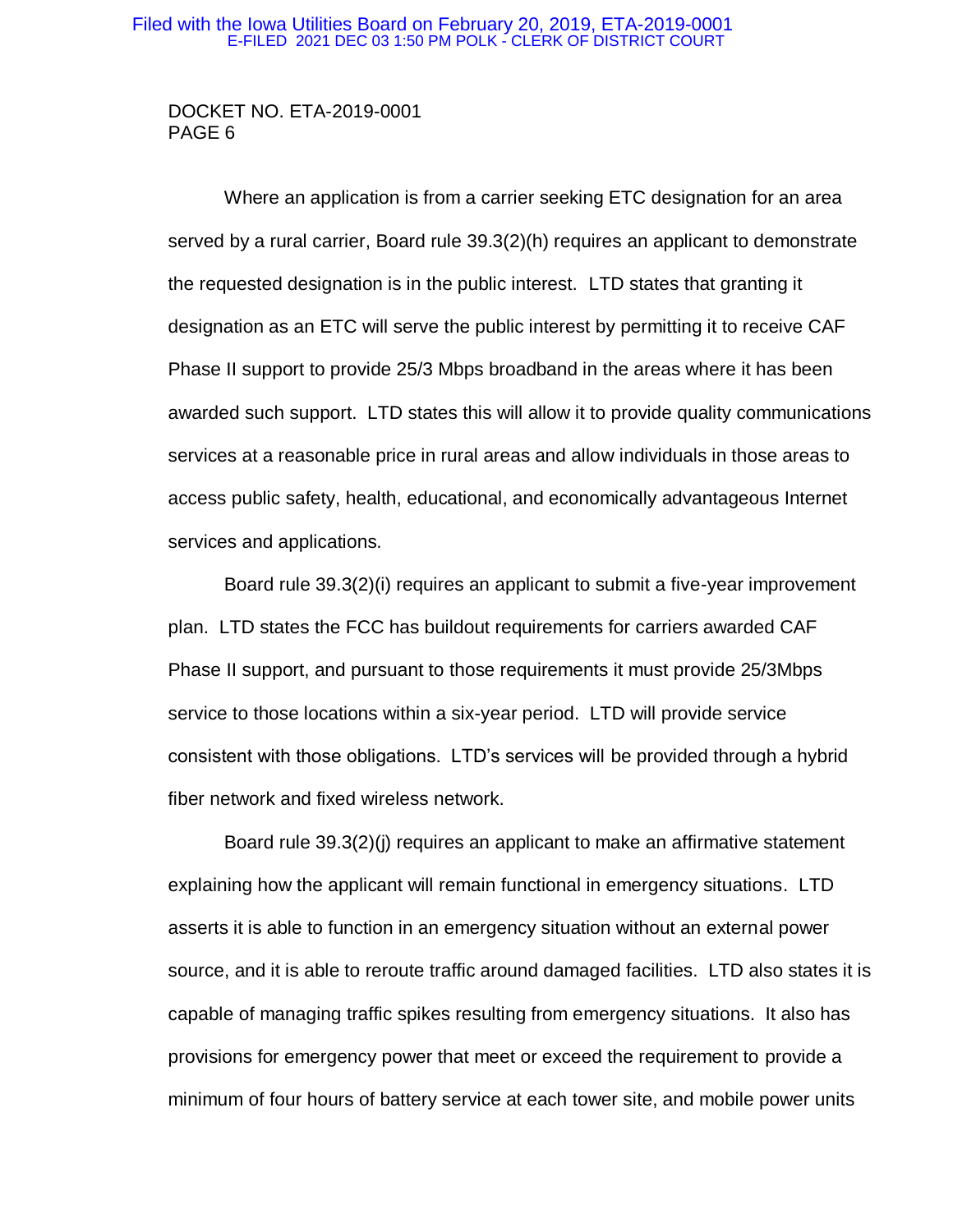Where an application is from a carrier seeking ETC designation for an area served by a rural carrier, Board rule 39.3(2)(h) requires an applicant to demonstrate the requested designation is in the public interest. LTD states that granting it designation as an ETC will serve the public interest by permitting it to receive CAF Phase II support to provide 25/3 Mbps broadband in the areas where it has been awarded such support. LTD states this will allow it to provide quality communications services at a reasonable price in rural areas and allow individuals in those areas to access public safety, health, educational, and economically advantageous Internet services and applications.

Board rule 39.3(2)(i) requires an applicant to submit a five-year improvement plan. LTD states the FCC has buildout requirements for carriers awarded CAF Phase II support, and pursuant to those requirements it must provide 25/3Mbps service to those locations within a six-year period. LTD will provide service consistent with those obligations. LTD's services will be provided through a hybrid fiber network and fixed wireless network.

Board rule 39.3(2)(j) requires an applicant to make an affirmative statement explaining how the applicant will remain functional in emergency situations. LTD asserts it is able to function in an emergency situation without an external power source, and it is able to reroute traffic around damaged facilities. LTD also states it is capable of managing traffic spikes resulting from emergency situations. It also has provisions for emergency power that meet or exceed the requirement to provide a minimum of four hours of battery service at each tower site, and mobile power units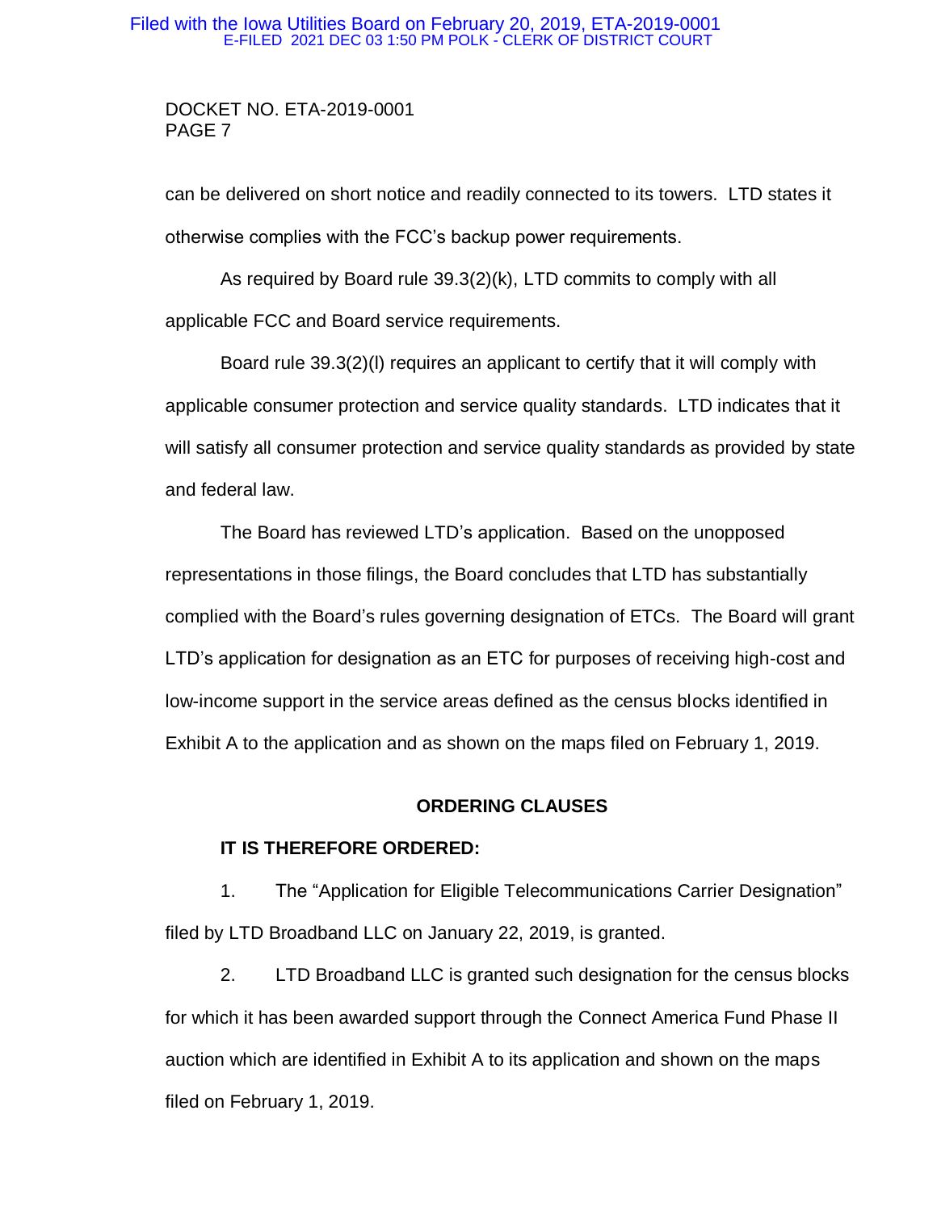can be delivered on short notice and readily connected to its towers. LTD states it otherwise complies with the FCC's backup power requirements.

As required by Board rule 39.3(2)(k), LTD commits to comply with all applicable FCC and Board service requirements.

Board rule 39.3(2)(l) requires an applicant to certify that it will comply with applicable consumer protection and service quality standards. LTD indicates that it will satisfy all consumer protection and service quality standards as provided by state and federal law.

The Board has reviewed LTD's application. Based on the unopposed representations in those filings, the Board concludes that LTD has substantially complied with the Board's rules governing designation of ETCs. The Board will grant LTD's application for designation as an ETC for purposes of receiving high-cost and low-income support in the service areas defined as the census blocks identified in Exhibit A to the application and as shown on the maps filed on February 1, 2019.

## ORDERING CLAUSES

**IT IS THEREFORE ORDERED:**

1. The "Application for Eligible Telecommunications Carrier Designation" filed by LTD Broadband LLC on January 22, 2019, is granted.

2. LTD Broadband LLC is granted such designation for the census blocks for which it has been awarded support through the Connect America Fund Phase II auction which are identified in Exhibit A to its application and shown on the maps filed on February 1, 2019.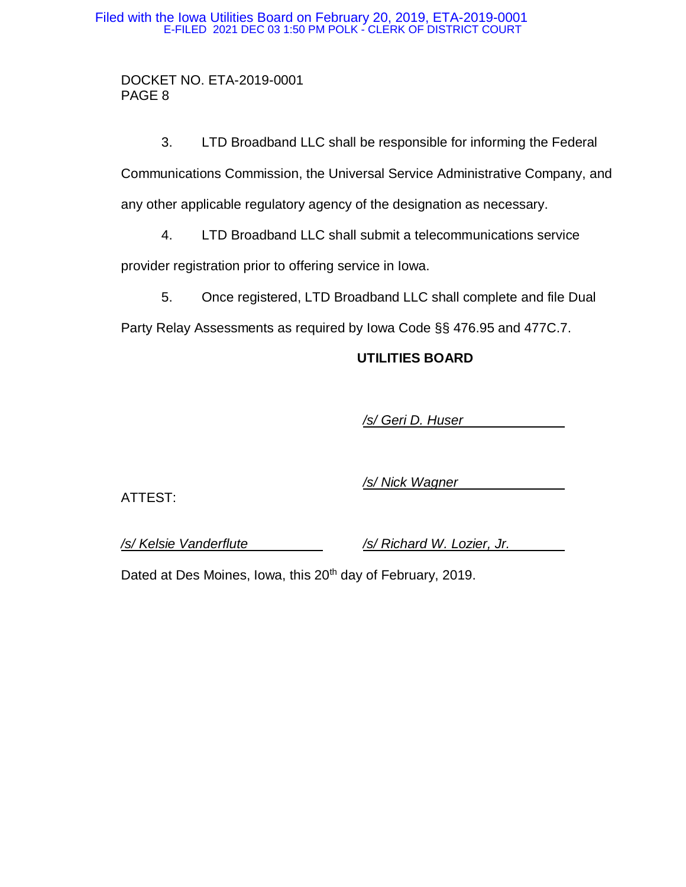3. LTD Broadband LLC shall be responsible for informing the Federal Communications Commission, the Universal Service Administrative Company, and any other applicable regulatory agency of the designation as necessary.

4. LTD Broadband LLC shall submit a telecommunications service provider registration prior to offering service in Iowa.

5. Once registered, LTD Broadband LLC shall complete and file Dual Party Relay Assessments as required by Iowa Code §§ 476.95 and 477C.7.

**UTILITIES BOARD**

*/s/ Geri D. Huser*

*/s/ Nick Wagner*

ATTEST:

*/s/ Kelsie Vanderflute*

*/s/ Richard W. Lozier, Jr.*

Dated at Des Moines, Iowa, this 20th day of February, 2019.